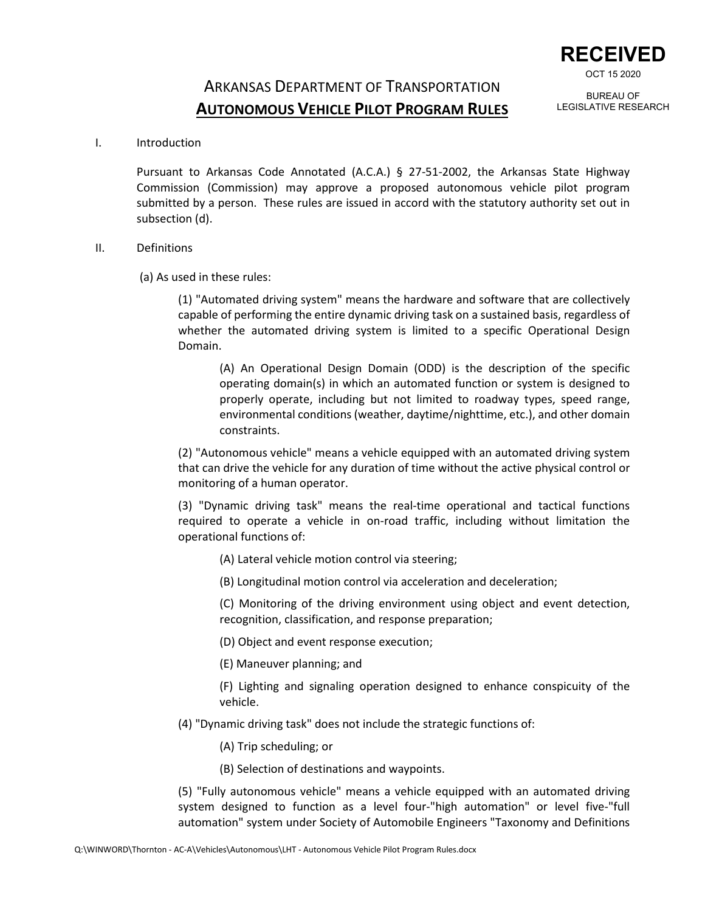**RECEIVED**

OCT 15 2020

BUREAU OF LEGISLATIVE RESEARCH

# ARKANSAS DEPARTMENT OF TRANSPORTATION

## AUTONOMOUS VEHICLE PILOT PROGRAM RULES

I. Introduction

Pursuant to Arkansas Code Annotated (A.C.A.) § 27-51-2002, the Arkansas State Highway Commission (Commission) may approve a proposed autonomous vehicle pilot program submitted by a person. These rules are issued in accord with the statutory authority set out in subsection (d).

II. Definitions

(a) As used in these rules:

(1) "Automated driving system" means the hardware and software that are collectively capable of performing the entire dynamic driving task on a sustained basis, regardless of whether the automated driving system is limited to a specific Operational Design Domain.

(A) An Operational Design Domain (ODD) is the description of the specific operating domain(s) in which an automated function or system is designed to properly operate, including but not limited to roadway types, speed range, environmental conditions (weather, daytime/nighttime, etc.), and other domain constraints.

(2) "Autonomous vehicle" means a vehicle equipped with an automated driving system that can drive the vehicle for any duration of time without the active physical control or monitoring of a human operator.

(3) "Dynamic driving task" means the real-time operational and tactical functions required to operate a vehicle in on-road traffic, including without limitation the operational functions of:

(A) Lateral vehicle motion control via steering;

(B) Longitudinal motion control via acceleration and deceleration;

(C) Monitoring of the driving environment using object and event detection, recognition, classification, and response preparation;

(D) Object and event response execution;

(E) Maneuver planning; and

(F) Lighting and signaling operation designed to enhance conspicuity of the vehicle.

(4) "Dynamic driving task" does not include the strategic functions of:

(A) Trip scheduling; or

(B) Selection of destinations and waypoints.

(5) "Fully autonomous vehicle" means a vehicle equipped with an automated driving system designed to function as a level four-"high automation" or level five-"full automation" system under Society of Automobile Engineers "Taxonomy and Definitions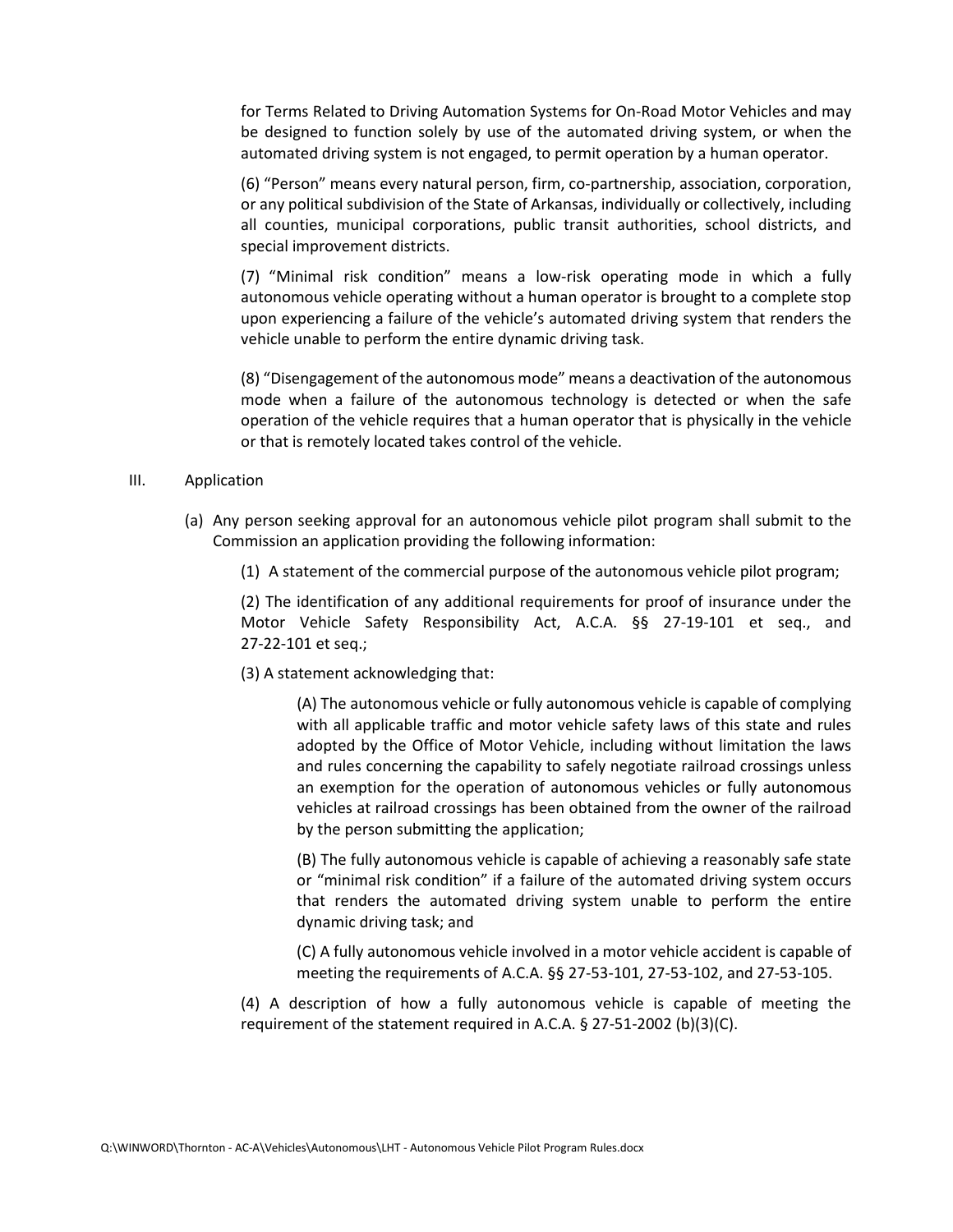for Terms Related to Driving Automation Systems for On-Road Motor Vehicles and may be designed to function solely by use of the automated driving system, or when the automated driving system is not engaged, to permit operation by a human operator.

(6) “Person” means every natural person, firm, co-partnership, association, corporation, or any political subdivision of the State of Arkansas, individually or collectively, including all counties, municipal corporations, public transit authorities, school districts, and special improvement districts.

(7) “Minimal risk condition” means a low-risk operating mode in which a fully autonomous vehicle operating without a human operator is brought to a complete stop upon experiencing a failure of the vehicle’s automated driving system that renders the vehicle unable to perform the entire dynamic driving task.

(8) “Disengagement of the autonomous mode” means a deactivation of the autonomous mode when a failure of the autonomous technology is detected or when the safe operation of the vehicle requires that a human operator that is physically in the vehicle or that is remotely located takes control of the vehicle.

## III. Application

(a) Any person seeking approval for an autonomous vehicle pilot program shall submit to the Commission an application providing the following information:

(1) A statement of the commercial purpose of the autonomous vehicle pilot program;

(2) The identification of any additional requirements for proof of insurance under the Motor Vehicle Safety Responsibility Act, A.C.A. §§ 27-19-101 et seq., and 27-22-101 et seq.;

(3) A statement acknowledging that:

(A) The autonomous vehicle or fully autonomous vehicle is capable of complying with all applicable traffic and motor vehicle safety laws of this state and rules adopted by the Office of Motor Vehicle, including without limitation the laws and rules concerning the capability to safely negotiate railroad crossings unless an exemption for the operation of autonomous vehicles or fully autonomous vehicles at railroad crossings has been obtained from the owner of the railroad by the person submitting the application;

(B) The fully autonomous vehicle is capable of achieving a reasonably safe state or “minimal risk condition” if a failure of the automated driving system occurs that renders the automated driving system unable to perform the entire dynamic driving task; and

(C) A fully autonomous vehicle involved in a motor vehicle accident is capable of meeting the requirements of A.C.A. §§ 27-53-101, 27-53-102, and 27-53-105.

(4) A description of how a fully autonomous vehicle is capable of meeting the requirement of the statement required in A.C.A. § 27-51-2002 (b)(3)(C).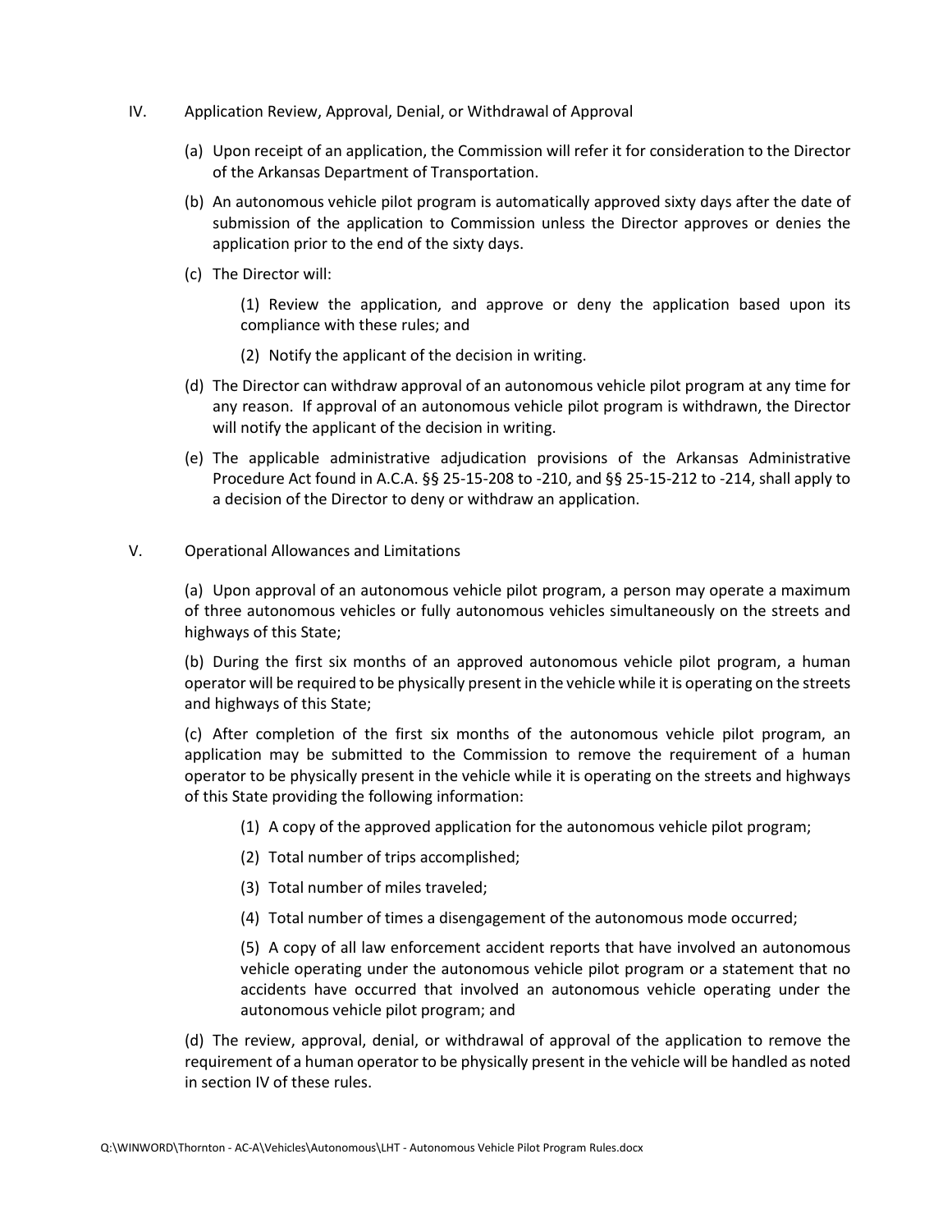## IV. Application Review, Approval, Denial, or Withdrawal of Approval

(a) Upon receipt of an application, the Commission will refer it for consideration to the Director of the Arkansas Department of Transportation.

(b) An autonomous vehicle pilot program is automatically approved sixty days after the date of submission of the application to Commission unless the Director approves or denies the application prior to the end of the sixty days.

(c) The Director will:

> (1) Review the application, and approve or deny the application based upon its compliance with these rules; and
>
> (2) Notify the applicant of the decision in writing.

(d) The Director can withdraw approval of an autonomous vehicle pilot program at any time for any reason. If approval of an autonomous vehicle pilot program is withdrawn, the Director will notify the applicant of the decision in writing.

(e) The applicable administrative adjudication provisions of the Arkansas Administrative Procedure Act found in A.C.A. §§ 25-15-208 to -210, and §§ 25-15-212 to -214, shall apply to a decision of the Director to deny or withdraw an application.

## V. Operational Allowances and Limitations

(a) Upon approval of an autonomous vehicle pilot program, a person may operate a maximum of three autonomous vehicles or fully autonomous vehicles simultaneously on the streets and highways of this State;

(b) During the first six months of an approved autonomous vehicle pilot program, a human operator will be required to be physically present in the vehicle while it is operating on the streets and highways of this State;

(c) After completion of the first six months of the autonomous vehicle pilot program, an application may be submitted to the Commission to remove the requirement of a human operator to be physically present in the vehicle while it is operating on the streets and highways of this State providing the following information:

> (1) A copy of the approved application for the autonomous vehicle pilot program;
>
> (2) Total number of trips accomplished;
>
> (3) Total number of miles traveled;
>
> (4) Total number of times a disengagement of the autonomous mode occurred;
>
> (5) A copy of all law enforcement accident reports that have involved an autonomous vehicle operating under the autonomous vehicle pilot program or a statement that no accidents have occurred that involved an autonomous vehicle operating under the autonomous vehicle pilot program; and

(d) The review, approval, denial, or withdrawal of approval of the application to remove the requirement of a human operator to be physically present in the vehicle will be handled as noted in section IV of these rules.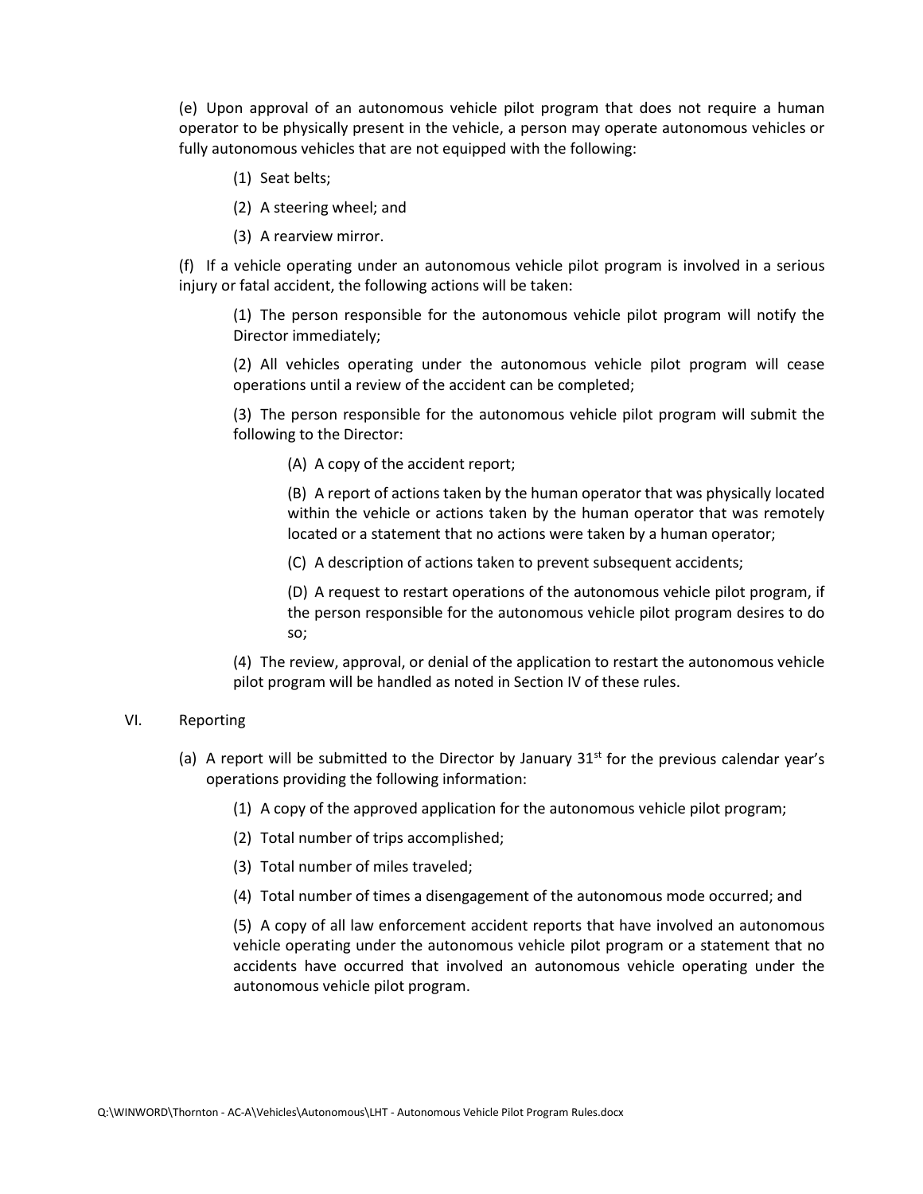(e) Upon approval of an autonomous vehicle pilot program that does not require a human operator to be physically present in the vehicle, a person may operate autonomous vehicles or fully autonomous vehicles that are not equipped with the following:

(1) Seat belts;

(2) A steering wheel; and

(3) A rearview mirror.

(f) If a vehicle operating under an autonomous vehicle pilot program is involved in a serious injury or fatal accident, the following actions will be taken:

(1) The person responsible for the autonomous vehicle pilot program will notify the Director immediately;

(2) All vehicles operating under the autonomous vehicle pilot program will cease operations until a review of the accident can be completed;

(3) The person responsible for the autonomous vehicle pilot program will submit the following to the Director:

(A) A copy of the accident report;

(B) A report of actions taken by the human operator that was physically located within the vehicle or actions taken by the human operator that was remotely located or a statement that no actions were taken by a human operator;

(C) A description of actions taken to prevent subsequent accidents;

(D) A request to restart operations of the autonomous vehicle pilot program, if the person responsible for the autonomous vehicle pilot program desires to do so;

(4) The review, approval, or denial of the application to restart the autonomous vehicle pilot program will be handled as noted in Section IV of these rules.

## VI. Reporting

(a) A report will be submitted to the Director by January 31st for the previous calendar year's operations providing the following information:

(1) A copy of the approved application for the autonomous vehicle pilot program;

(2) Total number of trips accomplished;

(3) Total number of miles traveled;

(4) Total number of times a disengagement of the autonomous mode occurred; and

(5) A copy of all law enforcement accident reports that have involved an autonomous vehicle operating under the autonomous vehicle pilot program or a statement that no accidents have occurred that involved an autonomous vehicle operating under the autonomous vehicle pilot program.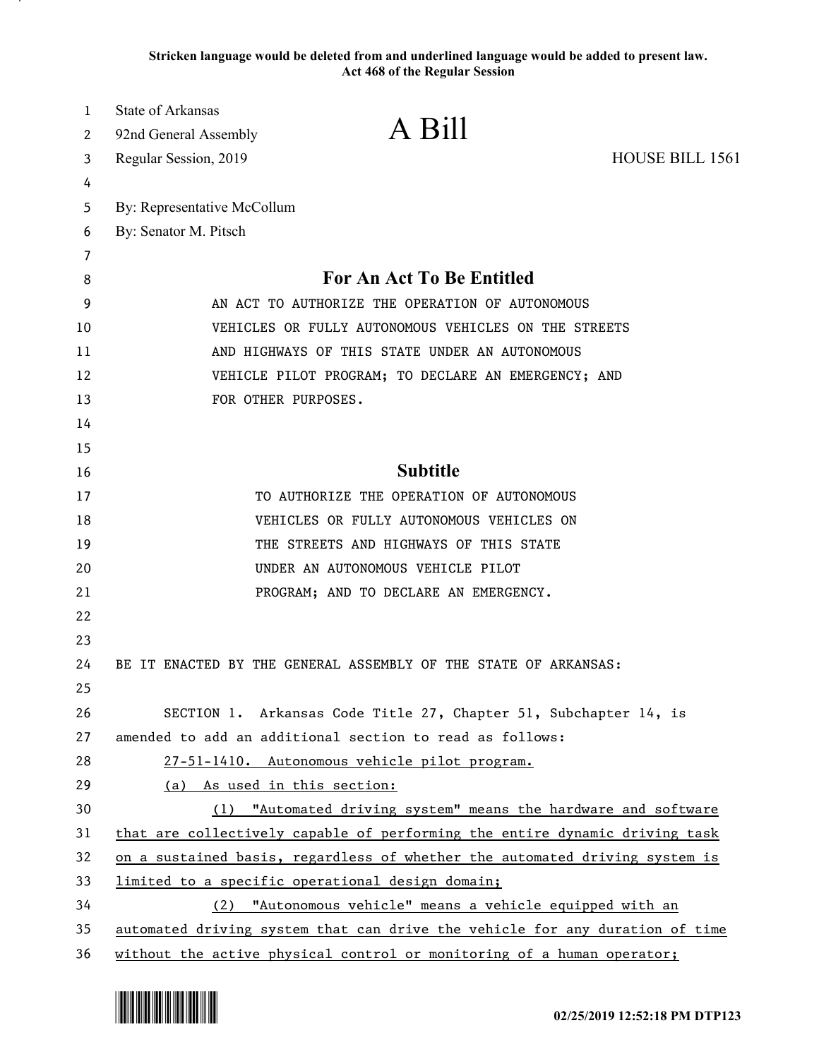**Stricken language would be deleted from and underlined language would be added to present law.**
**Act 468 of the Regular Session**

State of Arkansas
92nd General Assembly
Regular Session, 2019

# A Bill

HOUSE BILL 1561

By: Representative McCollum
By: Senator M. Pitsch

## For An Act To Be Entitled

AN ACT TO AUTHORIZE THE OPERATION OF AUTONOMOUS VEHICLES OR FULLY AUTONOMOUS VEHICLES ON THE STREETS AND HIGHWAYS OF THIS STATE UNDER AN AUTONOMOUS VEHICLE PILOT PROGRAM; TO DECLARE AN EMERGENCY; AND FOR OTHER PURPOSES.

## Subtitle

TO AUTHORIZE THE OPERATION OF AUTONOMOUS VEHICLES OR FULLY AUTONOMOUS VEHICLES ON THE STREETS AND HIGHWAYS OF THIS STATE UNDER AN AUTONOMOUS VEHICLE PILOT PROGRAM; AND TO DECLARE AN EMERGENCY.

BE IT ENACTED BY THE GENERAL ASSEMBLY OF THE STATE OF ARKANSAS:

SECTION 1. Arkansas Code Title 27, Chapter 51, Subchapter 14, is amended to add an additional section to read as follows:

<u>27-51-1410. Autonomous vehicle pilot program.</u>

<u>(a) As used in this section:</u>

<u>(1) "Automated driving system" means the hardware and software that are collectively capable of performing the entire dynamic driving task on a sustained basis, regardless of whether the automated driving system is limited to a specific operational design domain;</u>

<u>(2) "Autonomous vehicle" means a vehicle equipped with an automated driving system that can drive the vehicle for any duration of time without the active physical control or monitoring of a human operator;</u>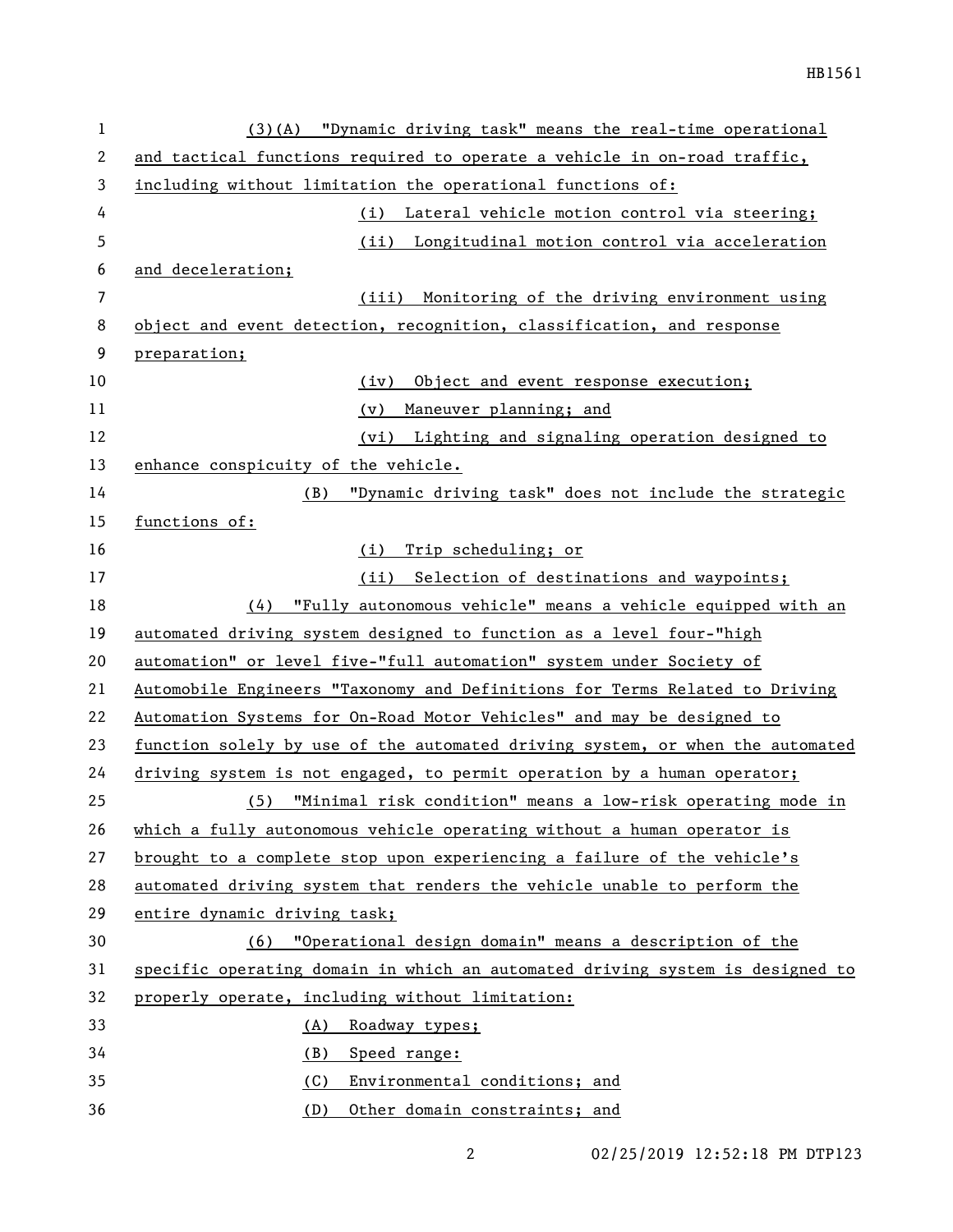(3)(A) "Dynamic driving task" means the real-time operational and tactical functions required to operate a vehicle in on-road traffic, including without limitation the operational functions of:

(i) Lateral vehicle motion control via steering;

(ii) Longitudinal motion control via acceleration and deceleration;

(iii) Monitoring of the driving environment using object and event detection, recognition, classification, and response preparation;

(iv) Object and event response execution;

(v) Maneuver planning; and

(vi) Lighting and signaling operation designed to enhance conspicuity of the vehicle.

(B) "Dynamic driving task" does not include the strategic functions of:

(i) Trip scheduling; or

(ii) Selection of destinations and waypoints;

(4) "Fully autonomous vehicle" means a vehicle equipped with an automated driving system designed to function as a level four-"high automation" or level five-"full automation" system under Society of Automobile Engineers "Taxonomy and Definitions for Terms Related to Driving Automation Systems for On-Road Motor Vehicles" and may be designed to function solely by use of the automated driving system, or when the automated driving system is not engaged, to permit operation by a human operator;

(5) "Minimal risk condition" means a low-risk operating mode in which a fully autonomous vehicle operating without a human operator is brought to a complete stop upon experiencing a failure of the vehicle's automated driving system that renders the vehicle unable to perform the entire dynamic driving task;

(6) "Operational design domain" means a description of the specific operating domain in which an automated driving system is designed to properly operate, including without limitation:

(A) Roadway types;

(B) Speed range:

(C) Environmental conditions; and

(D) Other domain constraints; and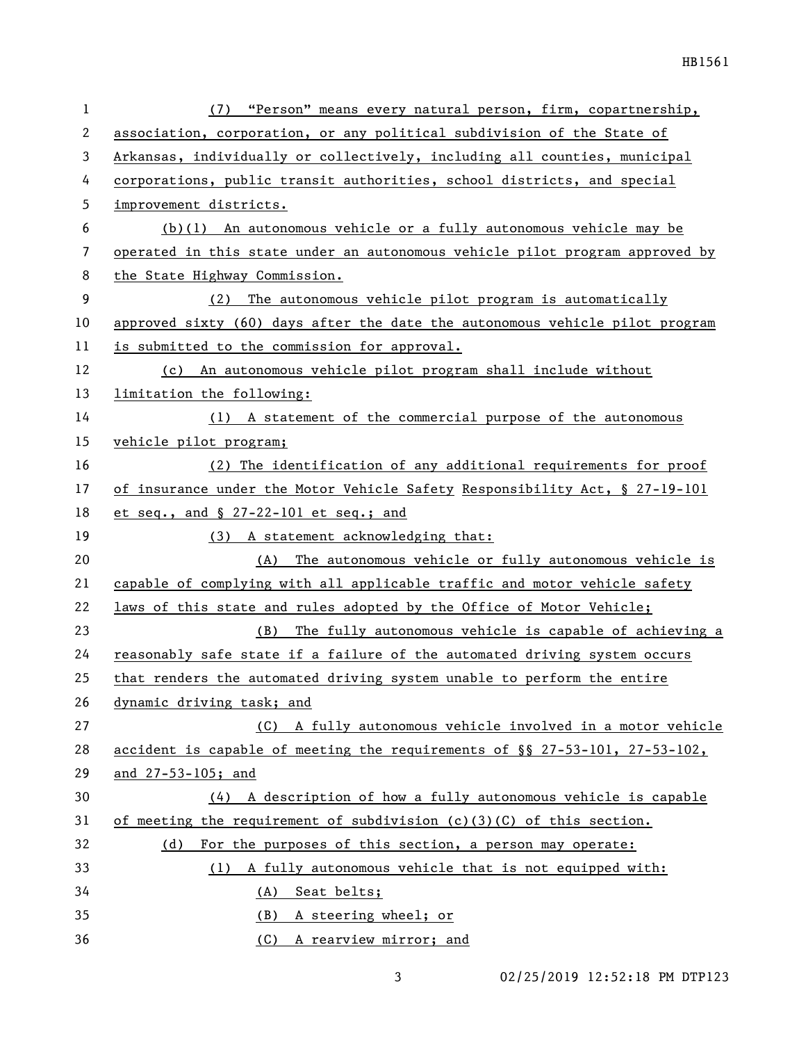(7) "Person" means every natural person, firm, copartnership, association, corporation, or any political subdivision of the State of Arkansas, individually or collectively, including all counties, municipal corporations, public transit authorities, school districts, and special improvement districts.

(b)(1) An autonomous vehicle or a fully autonomous vehicle may be operated in this state under an autonomous vehicle pilot program approved by the State Highway Commission.

(2) The autonomous vehicle pilot program is automatically approved sixty (60) days after the date the autonomous vehicle pilot program is submitted to the commission for approval.

(c) An autonomous vehicle pilot program shall include without limitation the following:

(1) A statement of the commercial purpose of the autonomous vehicle pilot program;

(2) The identification of any additional requirements for proof of insurance under the Motor Vehicle Safety Responsibility Act, § 27-19-101 et seq., and § 27-22-101 et seq.; and

(3) A statement acknowledging that:

(A) The autonomous vehicle or fully autonomous vehicle is capable of complying with all applicable traffic and motor vehicle safety laws of this state and rules adopted by the Office of Motor Vehicle;

(B) The fully autonomous vehicle is capable of achieving a reasonably safe state if a failure of the automated driving system occurs that renders the automated driving system unable to perform the entire dynamic driving task; and

(C) A fully autonomous vehicle involved in a motor vehicle accident is capable of meeting the requirements of §§ 27-53-101, 27-53-102, and 27-53-105; and

(4) A description of how a fully autonomous vehicle is capable of meeting the requirement of subdivision (c)(3)(C) of this section.

(d) For the purposes of this section, a person may operate:

(1) A fully autonomous vehicle that is not equipped with:

(A) Seat belts;

(B) A steering wheel; or

(C) A rearview mirror; and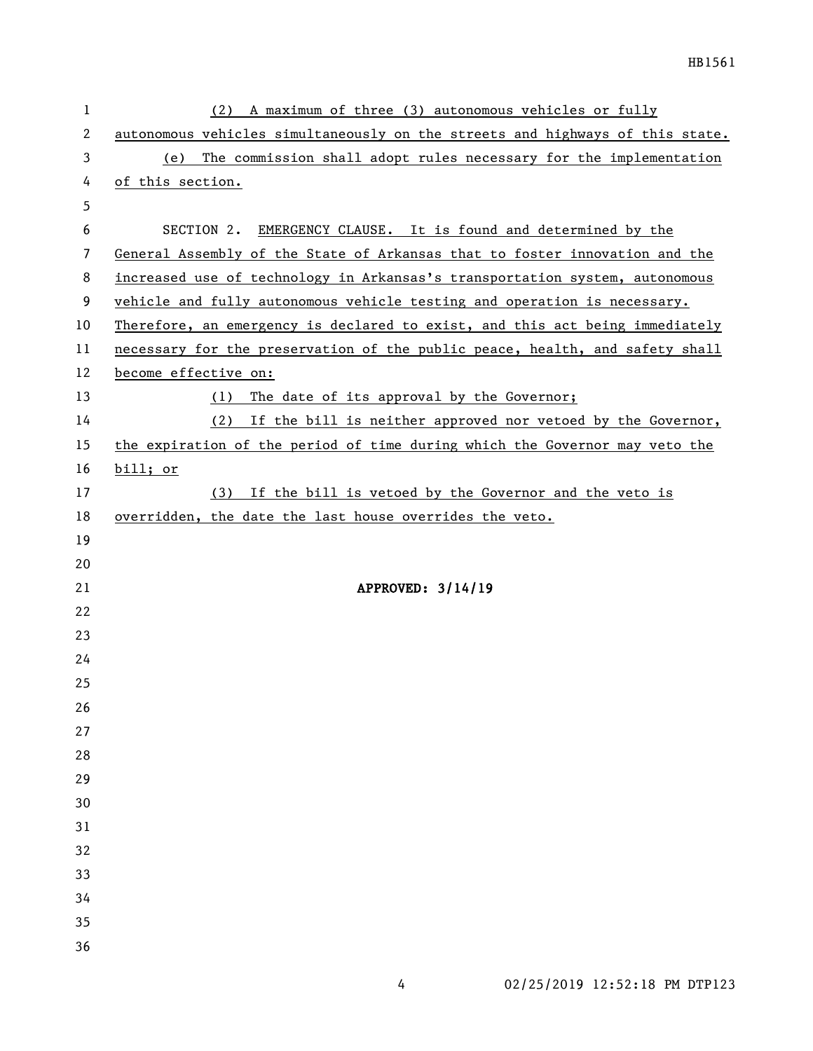(2) A maximum of three (3) autonomous vehicles or fully autonomous vehicles simultaneously on the streets and highways of this state.

(e) The commission shall adopt rules necessary for the implementation of this section.

SECTION 2. EMERGENCY CLAUSE. It is found and determined by the General Assembly of the State of Arkansas that to foster innovation and the increased use of technology in Arkansas's transportation system, autonomous vehicle and fully autonomous vehicle testing and operation is necessary. Therefore, an emergency is declared to exist, and this act being immediately necessary for the preservation of the public peace, health, and safety shall become effective on:

(1) The date of its approval by the Governor;

(2) If the bill is neither approved nor vetoed by the Governor, the expiration of the period of time during which the Governor may veto the bill; or

(3) If the bill is vetoed by the Governor and the veto is overridden, the date the last house overrides the veto.

**APPROVED: 3/14/19**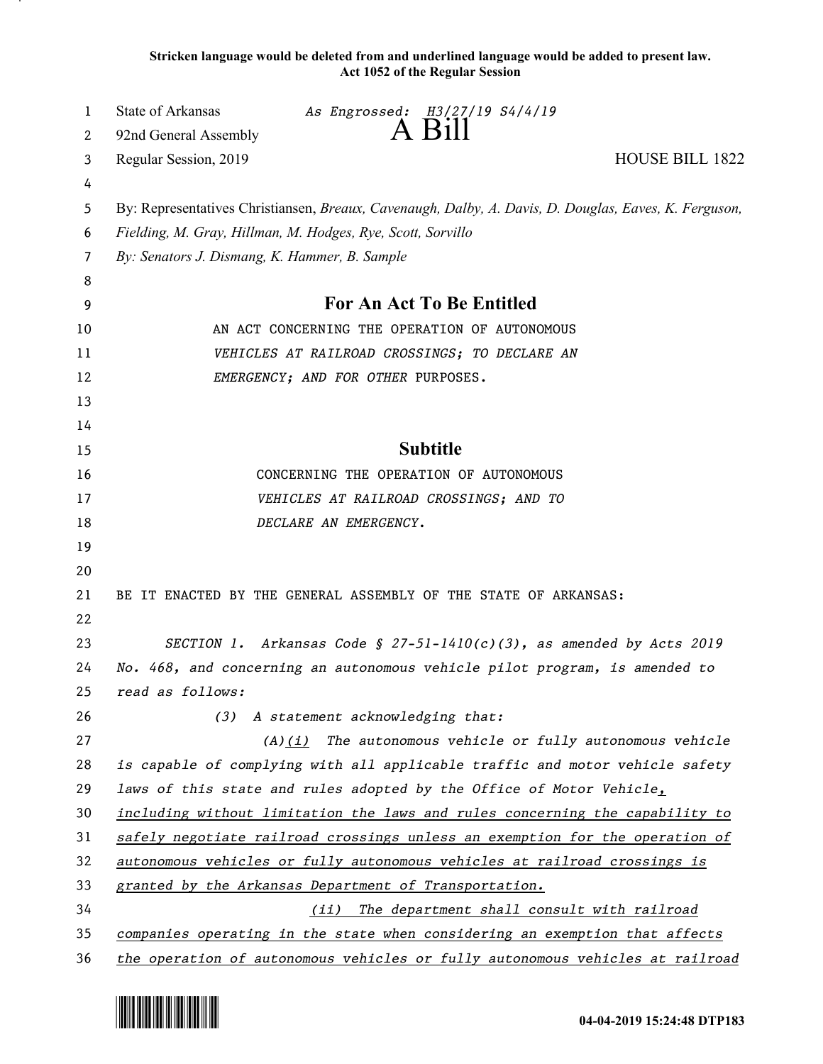Stricken language would be deleted from and underlined language would be added to present law.
Act 1052 of the Regular Session

State of Arkansas *As Engrossed: H3/27/19 S4/4/19*
92nd General Assembly
# A Bill
Regular Session, 2019 HOUSE BILL 1822

By: Representatives Christiansen, *Breaux, Cavenaugh, Dalby, A. Davis, D. Douglas, Eaves, K. Ferguson, Fielding, M. Gray, Hillman, M. Hodges, Rye, Scott, Sorvillo*
*By: Senators J. Dismang, K. Hammer, B. Sample*

## For An Act To Be Entitled

AN ACT CONCERNING THE OPERATION OF AUTONOMOUS *VEHICLES AT RAILROAD CROSSINGS; TO DECLARE AN EMERGENCY; AND FOR OTHER* PURPOSES.

## Subtitle

CONCERNING THE OPERATION OF AUTONOMOUS *VEHICLES AT RAILROAD CROSSINGS; AND TO DECLARE AN EMERGENCY.*

BE IT ENACTED BY THE GENERAL ASSEMBLY OF THE STATE OF ARKANSAS:

*SECTION 1. Arkansas Code § 27-51-1410(c)(3), as amended by Acts 2019 No. 468, and concerning an autonomous vehicle pilot program, is amended to read as follows:*

*(3) A statement acknowledging that:*

*(A)(i) The autonomous vehicle or fully autonomous vehicle is capable of complying with all applicable traffic and motor vehicle safety laws of this state and rules adopted by the Office of Motor Vehicle, including without limitation the laws and rules concerning the capability to safely negotiate railroad crossings unless an exemption for the operation of autonomous vehicles or fully autonomous vehicles at railroad crossings is granted by the Arkansas Department of Transportation.*

*(ii) The department shall consult with railroad companies operating in the state when considering an exemption that affects the operation of autonomous vehicles or fully autonomous vehicles at railroad*

04-04-2019 15:24:48 DTP183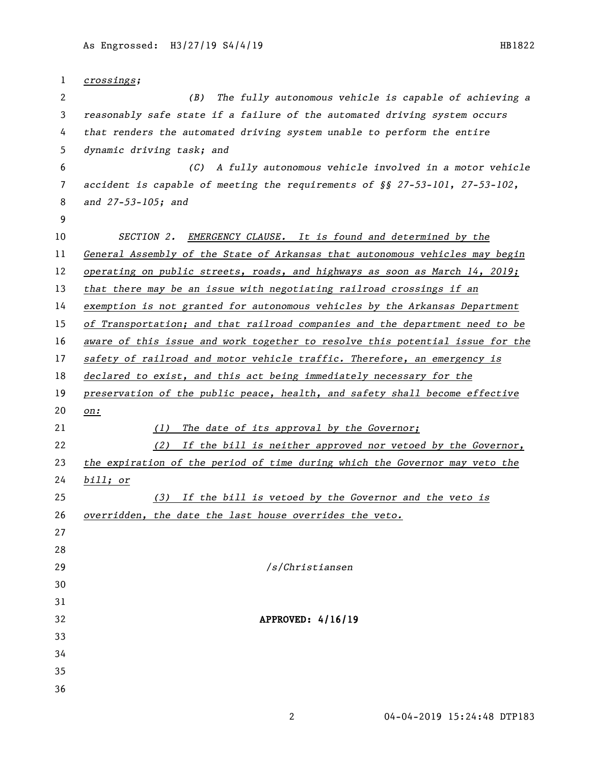*crossings;*

*(B) The fully autonomous vehicle is capable of achieving a reasonably safe state if a failure of the automated driving system occurs that renders the automated driving system unable to perform the entire dynamic driving task; and*

*(C) A fully autonomous vehicle involved in a motor vehicle accident is capable of meeting the requirements of §§ 27-53-101, 27-53-102, and 27-53-105; and*

*SECTION 2. EMERGENCY CLAUSE. It is found and determined by the General Assembly of the State of Arkansas that autonomous vehicles may begin operating on public streets, roads, and highways as soon as March 14, 2019; that there may be an issue with negotiating railroad crossings if an exemption is not granted for autonomous vehicles by the Arkansas Department of Transportation; and that railroad companies and the department need to be aware of this issue and work together to resolve this potential issue for the safety of railroad and motor vehicle traffic. Therefore, an emergency is declared to exist, and this act being immediately necessary for the preservation of the public peace, health, and safety shall become effective on:*

*(1) The date of its approval by the Governor;*

*(2) If the bill is neither approved nor vetoed by the Governor, the expiration of the period of time during which the Governor may veto the bill; or*

*(3) If the bill is vetoed by the Governor and the veto is overridden, the date the last house overrides the veto.*

*/s/Christiansen*

**APPROVED: 4/16/19**